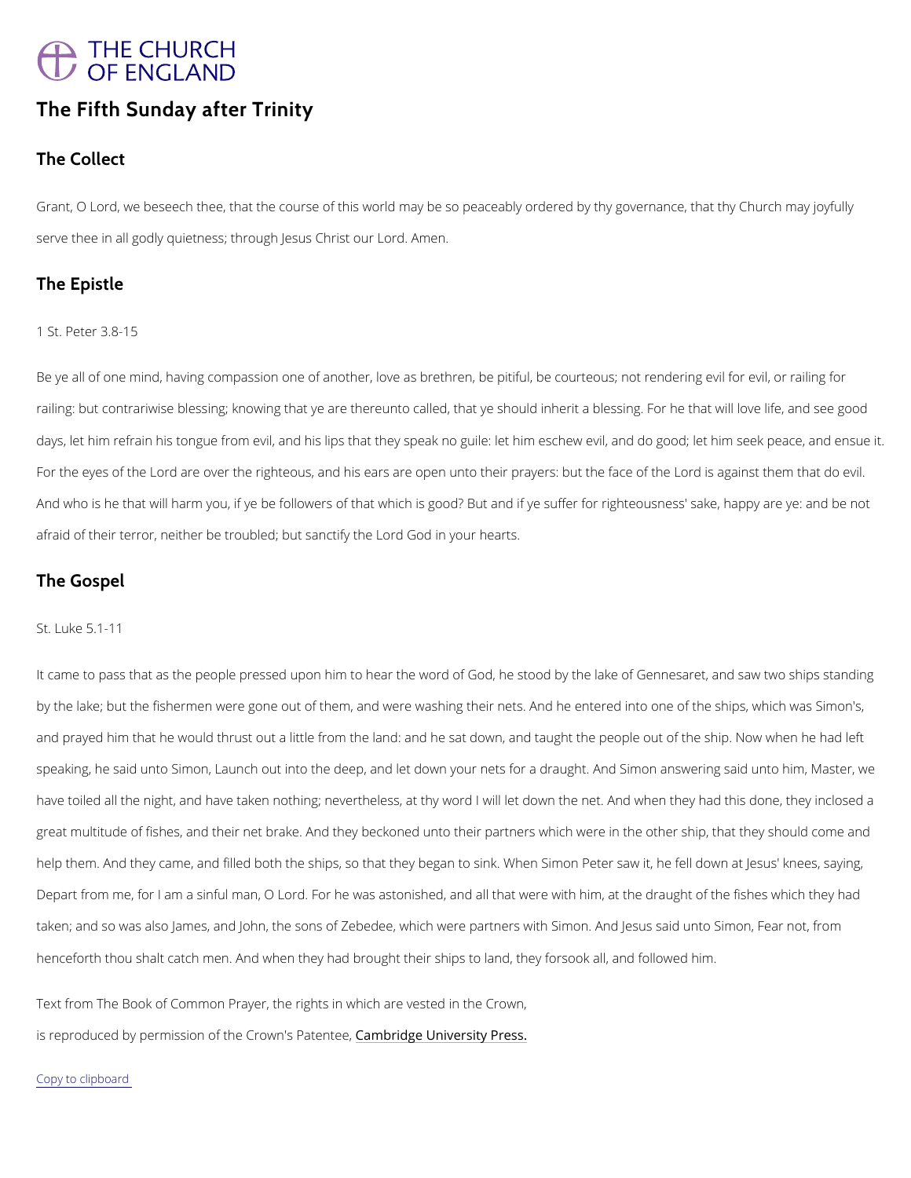THE CHURCH OF ENGLAND

# The Fifth Sunday after Trinity

## The Collect

Grant, O Lord, we beseech thee, that the course of this world may be so peaceably ordered by thy governance, that thy Church may joyfully serve thee in all godly quietness; through Jesus Christ our Lord. Amen.

## The Epistle

1 St. Peter 3.8-15

Be ye all of one mind, having compassion one of another, love as brethren, be pitiful, be courteous; not rendering evil for evil, or railing for railing: but contrariwise blessing; knowing that ye are thereunto called, that ye should inherit a blessing. For he that will love life, and see good days, let him refrain his tongue from evil, and his lips that they speak no guile: let him eschew evil, and do good; let him seek peace, and ensue it. For the eyes of the Lord are over the righteous, and his ears are open unto their prayers: but the face of the Lord is against them that do evil. And who is he that will harm you, if ye be followers of that which is good? But and if ye suffer for righteousness' sake, happy are ye: and be not afraid of their terror, neither be troubled; but sanctify the Lord God in your hearts.

## The Gospel

St. Luke 5.1-11

It came to pass that as the people pressed upon him to hear the word of God, he stood by the lake of Gennesaret, and saw two ships standing by the lake; but the fishermen were gone out of them, and were washing their nets. And he entered into one of the ships, which was Simon's, and prayed him that he would thrust out a little from the land: and he sat down, and taught the people out of the ship. Now when he had left speaking, he said unto Simon, Launch out into the deep, and let down your nets for a draught. And Simon answering said unto him, Master, we have toiled all the night, and have taken nothing; nevertheless, at thy word I will let down the net. And when they had this done, they inclosed a great multitude of fishes, and their net brake. And they beckoned unto their partners which were in the other ship, that they should come and help them. And they came, and filled both the ships, so that they began to sink. When Simon Peter saw it, he fell down at Jesus' knees, saying, Depart from me, for I am a sinful man, O Lord. For he was astonished, and all that were with him, at the draught of the fishes which they had taken; and so was also James, and John, the sons of Zebedee, which were partners with Simon. And Jesus said unto Simon, Fear not, from henceforth thou shalt catch men. And when they had brought their ships to land, they forsook all, and followed him.

Text from The Book of Common Prayer, the rights in which are vested in the Crown, is reproduced by permission of the Crown's Patentee, Cambridge University Press.

Copy to clipboard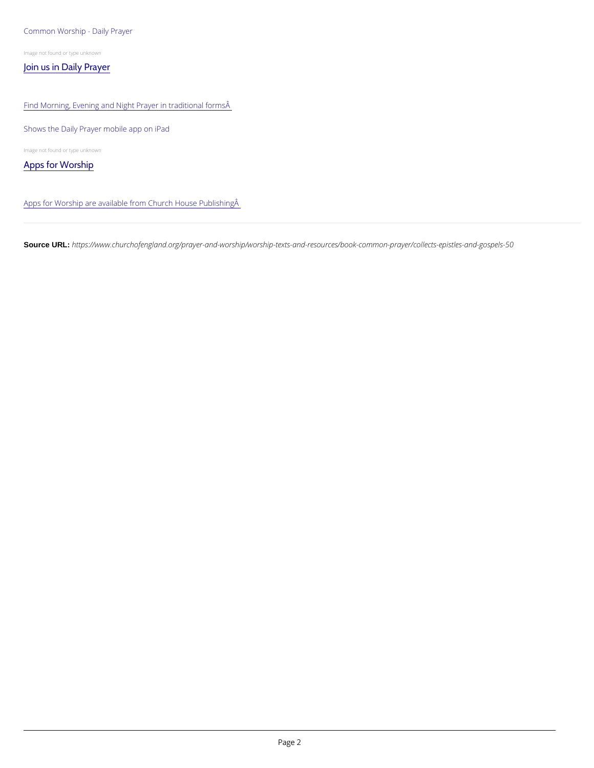Common Worship - Daily Prayer

Image not found or type unknown

[Join us in Daily Prayer]

[Find Morning, Evening and Night Prayer in traditional formsÂ ]

Shows the Daily Prayer mobile app on iPad

Image not found or type unknown

[Apps for Worship]

[Apps for Worship are available from Church House PublishingÂ ]

---

**Source URL:** *https://www.churchofengland.org/prayer-and-worship/worship-texts-and-resources/book-common-prayer/collects-epistles-and-gospels-50*